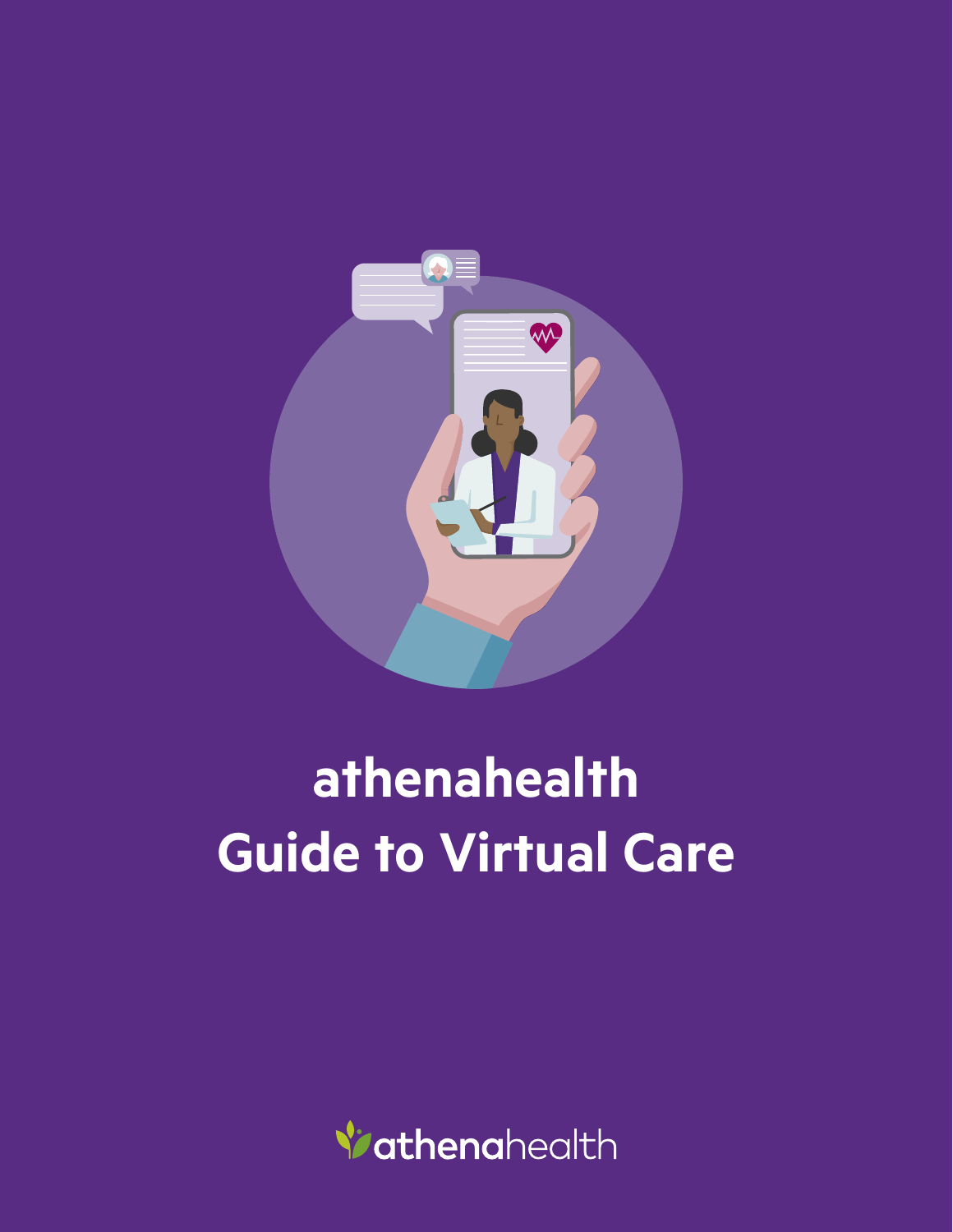# athenahealth Guide to Virtual Care

athenahealth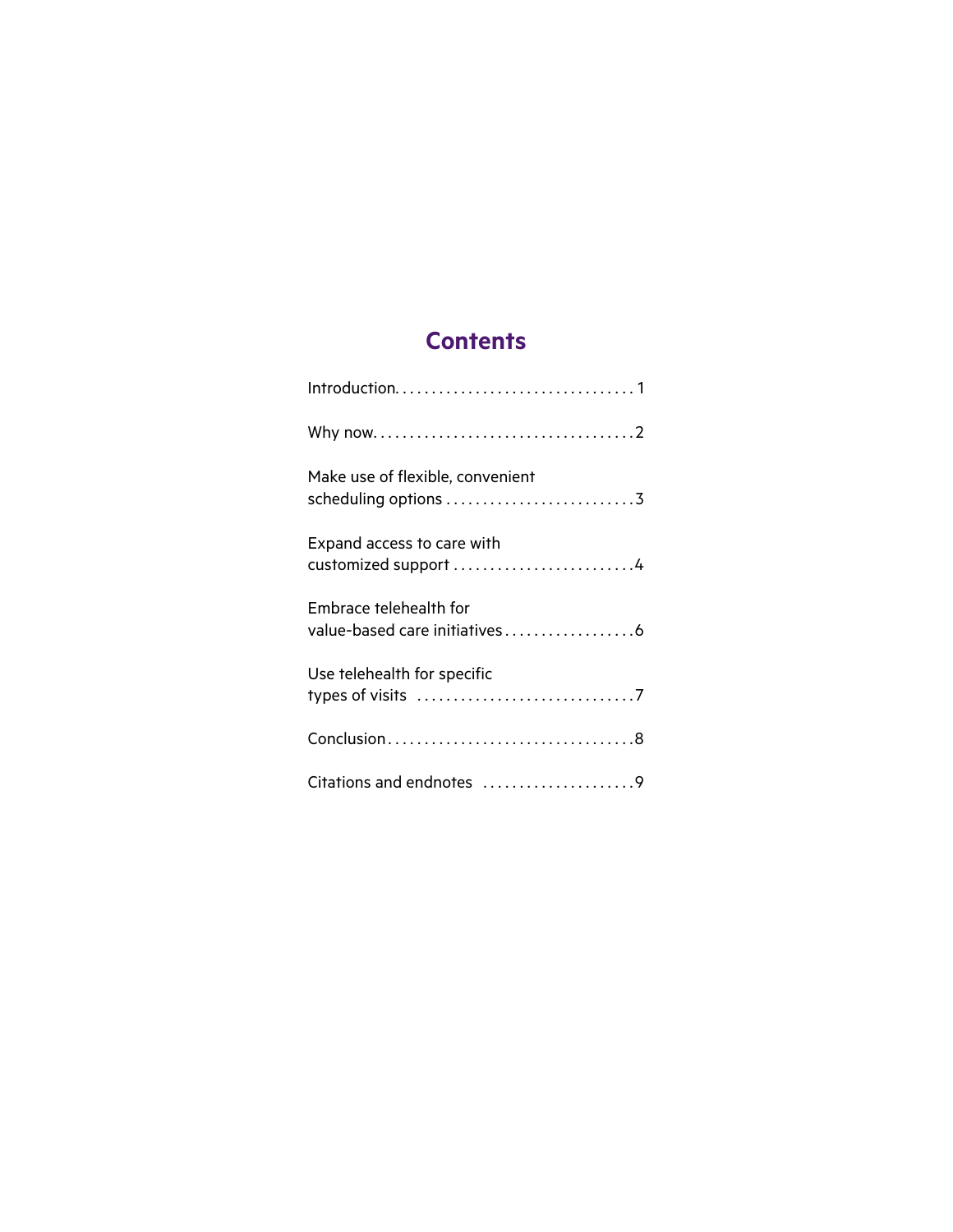# Contents

Introduction. . . . . . . . . . . . . . . . . . . . . . . . . . . . . . . . 1

Why now. . . . . . . . . . . . . . . . . . . . . . . . . . . . . . . . . . . 2

Make use of flexible, convenient scheduling options . . . . . . . . . . . . . . . . . . . . . . . . . . 3

Expand access to care with customized support . . . . . . . . . . . . . . . . . . . . . . . . . 4

Embrace telehealth for value-based care initiatives . . . . . . . . . . . . . . . . . . 6

Use telehealth for specific types of visits . . . . . . . . . . . . . . . . . . . . . . . . . . . . . 7

Conclusion . . . . . . . . . . . . . . . . . . . . . . . . . . . . . . . . . 8

Citations and endnotes . . . . . . . . . . . . . . . . . . . . . 9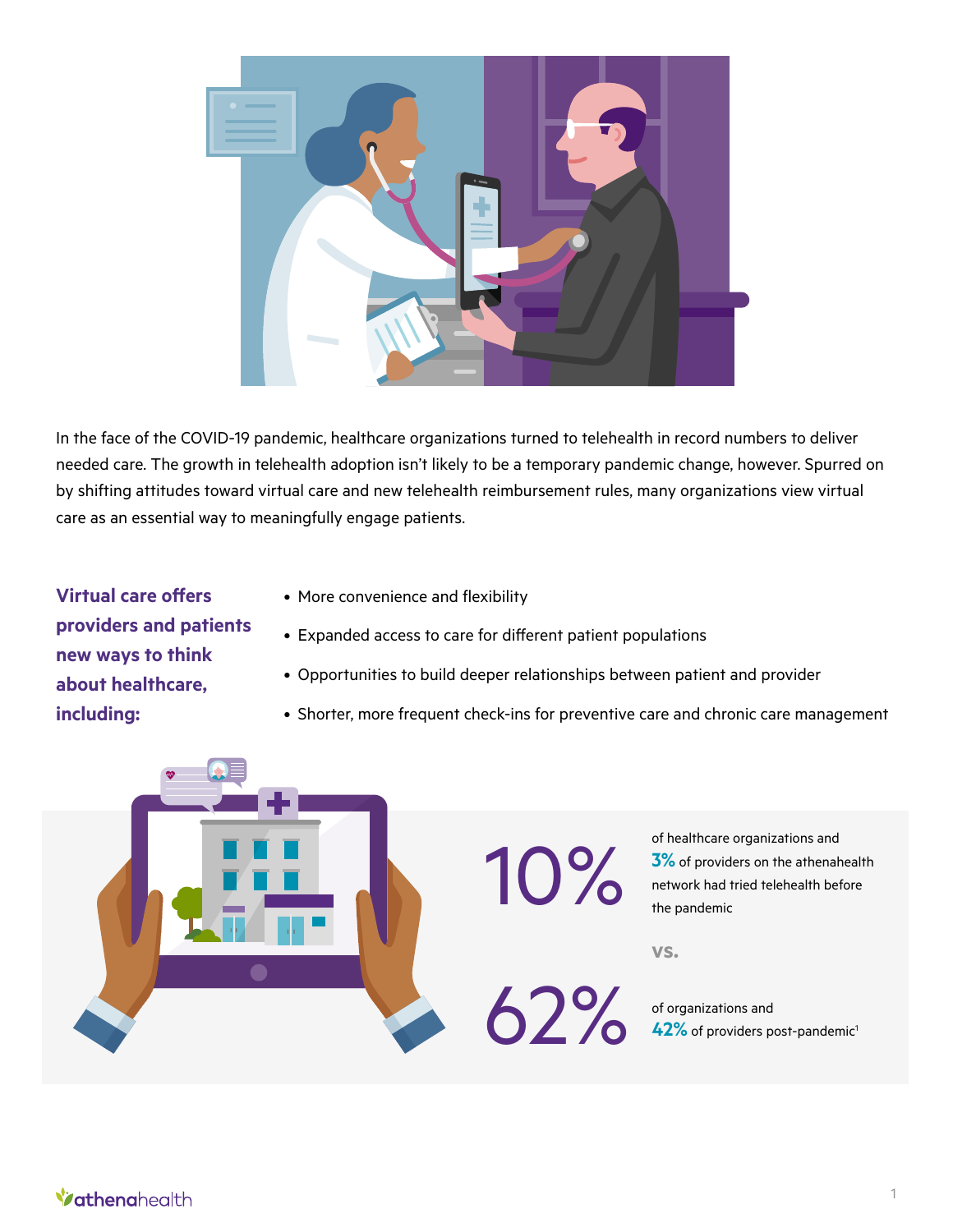In the face of the COVID-19 pandemic, healthcare organizations turned to telehealth in record numbers to deliver needed care. The growth in telehealth adoption isn't likely to be a temporary pandemic change, however. Spurred on by shifting attitudes toward virtual care and new telehealth reimbursement rules, many organizations view virtual care as an essential way to meaningfully engage patients.

**Virtual care offers providers and patients new ways to think about healthcare, including:**

- More convenience and flexibility
- Expanded access to care for different patient populations
- Opportunities to build deeper relationships between patient and provider
- Shorter, more frequent check-ins for preventive care and chronic care management

**10%** of healthcare organizations and **3%** of providers on the athenahealth network had tried telehealth before the pandemic

vs.

**62%** of organizations and **42%** of providers post-pandemic[1]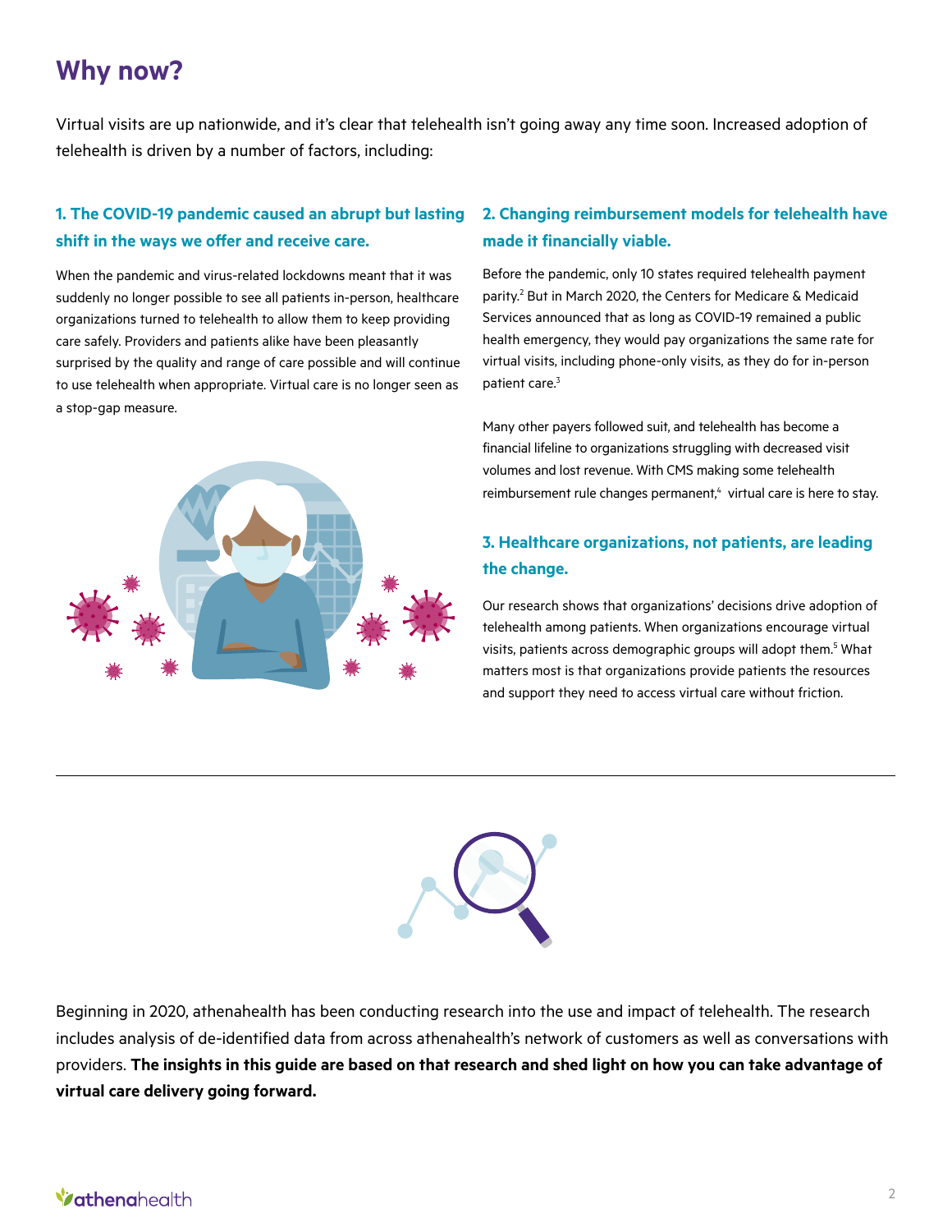# Why now?

Virtual visits are up nationwide, and it's clear that telehealth isn't going away any time soon. Increased adoption of telehealth is driven by a number of factors, including:

### 1. The COVID-19 pandemic caused an abrupt but lasting shift in the ways we offer and receive care.

When the pandemic and virus-related lockdowns meant that it was suddenly no longer possible to see all patients in-person, healthcare organizations turned to telehealth to allow them to keep providing care safely. Providers and patients alike have been pleasantly surprised by the quality and range of care possible and will continue to use telehealth when appropriate. Virtual care is no longer seen as a stop-gap measure.

### 2. Changing reimbursement models for telehealth have made it financially viable.

Before the pandemic, only 10 states required telehealth payment parity.[2] But in March 2020, the Centers for Medicare & Medicaid Services announced that as long as COVID-19 remained a public health emergency, they would pay organizations the same rate for virtual visits, including phone-only visits, as they do for in-person patient care.[3]

Many other payers followed suit, and telehealth has become a financial lifeline to organizations struggling with decreased visit volumes and lost revenue. With CMS making some telehealth reimbursement rule changes permanent,[4] virtual care is here to stay.

### 3. Healthcare organizations, not patients, are leading the change.

Our research shows that organizations' decisions drive adoption of telehealth among patients. When organizations encourage virtual visits, patients across demographic groups will adopt them.[5] What matters most is that organizations provide patients the resources and support they need to access virtual care without friction.

---

Beginning in 2020, athenahealth has been conducting research into the use and impact of telehealth. The research includes analysis of de-identified data from across athenahealth's network of customers as well as conversations with providers. **The insights in this guide are based on that research and shed light on how you can take advantage of virtual care delivery going forward.**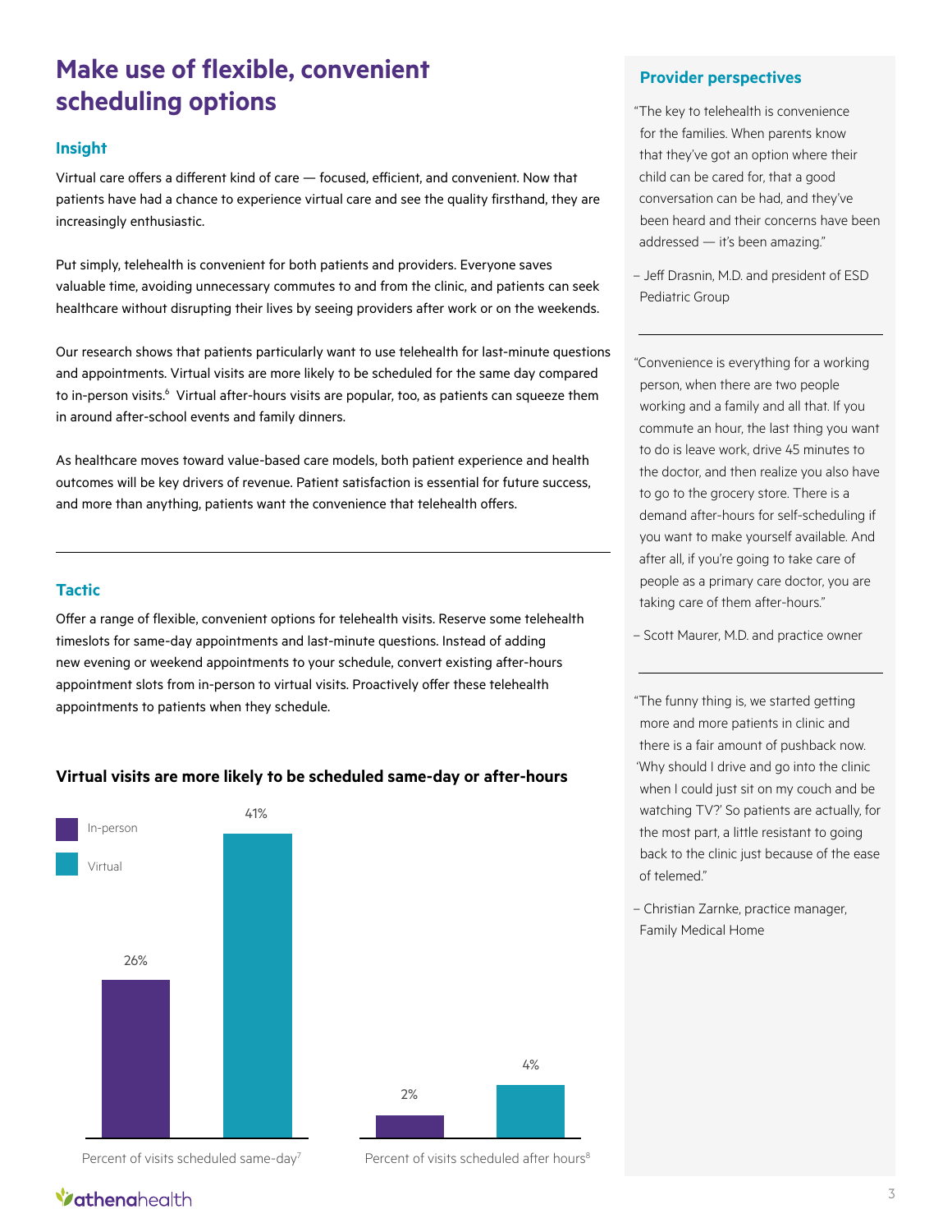# Make use of flexible, convenient scheduling options

## Insight

Virtual care offers a different kind of care — focused, efficient, and convenient. Now that patients have had a chance to experience virtual care and see the quality firsthand, they are increasingly enthusiastic.

Put simply, telehealth is convenient for both patients and providers. Everyone saves valuable time, avoiding unnecessary commutes to and from the clinic, and patients can seek healthcare without disrupting their lives by seeing providers after work or on the weekends.

Our research shows that patients particularly want to use telehealth for last-minute questions and appointments. Virtual visits are more likely to be scheduled for the same day compared to in-person visits.[6] Virtual after-hours visits are popular, too, as patients can squeeze them in around after-school events and family dinners.

As healthcare moves toward value-based care models, both patient experience and health outcomes will be key drivers of revenue. Patient satisfaction is essential for future success, and more than anything, patients want the convenience that telehealth offers.

## Tactic

Offer a range of flexible, convenient options for telehealth visits. Reserve some telehealth timeslots for same-day appointments and last-minute questions. Instead of adding new evening or weekend appointments to your schedule, convert existing after-hours appointment slots from in-person to virtual visits. Proactively offer these telehealth appointments to patients when they schedule.

### Virtual visits are more likely to be scheduled same-day or after-hours

| | In-person | Virtual |
|---|---|---|
| Percent of visits scheduled same-day[7] | 26% | 41% |
| Percent of visits scheduled after hours[8] | 2% | 4% |

## Provider perspectives

"The key to telehealth is convenience for the families. When parents know that they've got an option where their child can be cared for, that a good conversation can be had, and they've been heard and their concerns have been addressed — it's been amazing."

– Jeff Drasnin, M.D. and president of ESD Pediatric Group

"Convenience is everything for a working person, when there are two people working and a family and all that. If you commute an hour, the last thing you want to do is leave work, drive 45 minutes to the doctor, and then realize you also have to go to the grocery store. There is a demand after-hours for self-scheduling if you want to make yourself available. And after all, if you're going to take care of people as a primary care doctor, you are taking care of them after-hours."

– Scott Maurer, M.D. and practice owner

"The funny thing is, we started getting more and more patients in clinic and there is a fair amount of pushback now. 'Why should I drive and go into the clinic when I could just sit on my couch and be watching TV?' So patients are actually, for the most part, a little resistant to going back to the clinic just because of the ease of telemed."

– Christian Zarnke, practice manager, Family Medical Home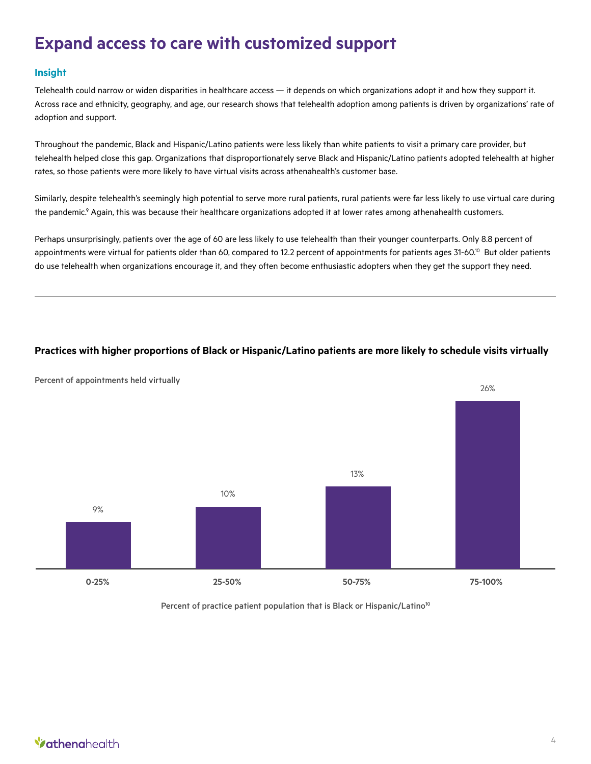# Expand access to care with customized support

## Insight

Telehealth could narrow or widen disparities in healthcare access — it depends on which organizations adopt it and how they support it. Across race and ethnicity, geography, and age, our research shows that telehealth adoption among patients is driven by organizations' rate of adoption and support.

Throughout the pandemic, Black and Hispanic/Latino patients were less likely than white patients to visit a primary care provider, but telehealth helped close this gap. Organizations that disproportionately serve Black and Hispanic/Latino patients adopted telehealth at higher rates, so those patients were more likely to have virtual visits across athenahealth's customer base.

Similarly, despite telehealth's seemingly high potential to serve more rural patients, rural patients were far less likely to use virtual care during the pandemic.[9] Again, this was because their healthcare organizations adopted it at lower rates among athenahealth customers.

Perhaps unsurprisingly, patients over the age of 60 are less likely to use telehealth than their younger counterparts. Only 8.8 percent of appointments were virtual for patients older than 60, compared to 12.2 percent of appointments for patients ages 31-60.[10] But older patients do use telehealth when organizations encourage it, and they often become enthusiastic adopters when they get the support they need.

---

**Practices with higher proportions of Black or Hispanic/Latino patients are more likely to schedule visits virtually**

Percent of appointments held virtually

| Percent of practice patient population that is Black or Hispanic/Latino[10] | Percent of appointments held virtually |
|---|---|
| 0-25% | 9% |
| 25-50% | 10% |
| 50-75% | 13% |
| 75-100% | 26% |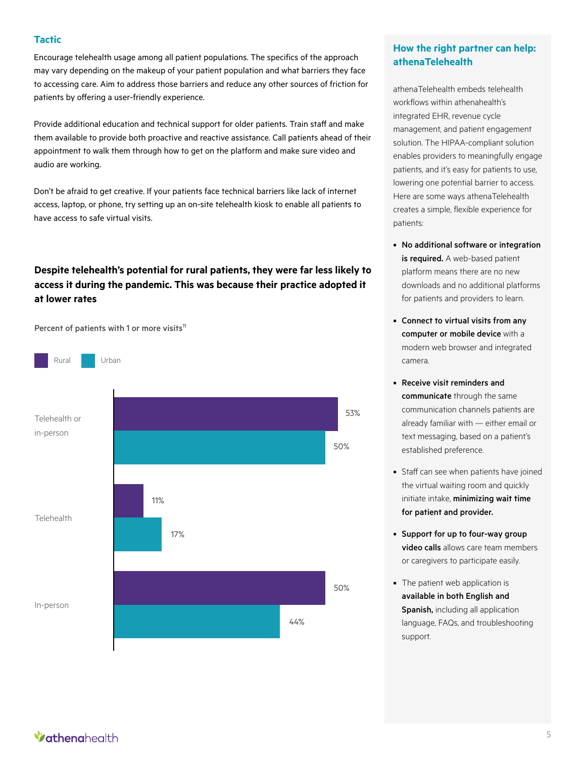### Tactic

Encourage telehealth usage among all patient populations. The specifics of the approach may vary depending on the makeup of your patient population and what barriers they face to accessing care. Aim to address those barriers and reduce any other sources of friction for patients by offering a user-friendly experience.

Provide additional education and technical support for older patients. Train staff and make them available to provide both proactive and reactive assistance. Call patients ahead of their appointment to walk them through how to get on the platform and make sure video and audio are working.

Don't be afraid to get creative. If your patients face technical barriers like lack of internet access, laptop, or phone, try setting up an on-site telehealth kiosk to enable all patients to have access to safe virtual visits.

**Despite telehealth's potential for rural patients, they were far less likely to access it during the pandemic. This was because their practice adopted it at lower rates**

Percent of patients with 1 or more visits[11]

| | Rural | Urban |
|---|---|---|
| Telehealth or in-person | 53% | 50% |
| Telehealth | 11% | 17% |
| In-person | 50% | 44% |

### How the right partner can help: athenaTelehealth

athenaTelehealth embeds telehealth workflows within athenahealth's integrated EHR, revenue cycle management, and patient engagement solution. The HIPAA-compliant solution enables providers to meaningfully engage patients, and it's easy for patients to use, lowering one potential barrier to access. Here are some ways athenaTelehealth creates a simple, flexible experience for patients:

- **No additional software or integration is required.** A web-based patient platform means there are no new downloads and no additional platforms for patients and providers to learn.
- **Connect to virtual visits from any computer or mobile device** with a modern web browser and integrated camera.
- **Receive visit reminders and communicate** through the same communication channels patients are already familiar with — either email or text messaging, based on a patient's established preference.
- Staff can see when patients have joined the virtual waiting room and quickly initiate intake, **minimizing wait time for patient and provider.**
- **Support for up to four-way group video calls** allows care team members or caregivers to participate easily.
- The patient web application is **available in both English and Spanish,** including all application language, FAQs, and troubleshooting support.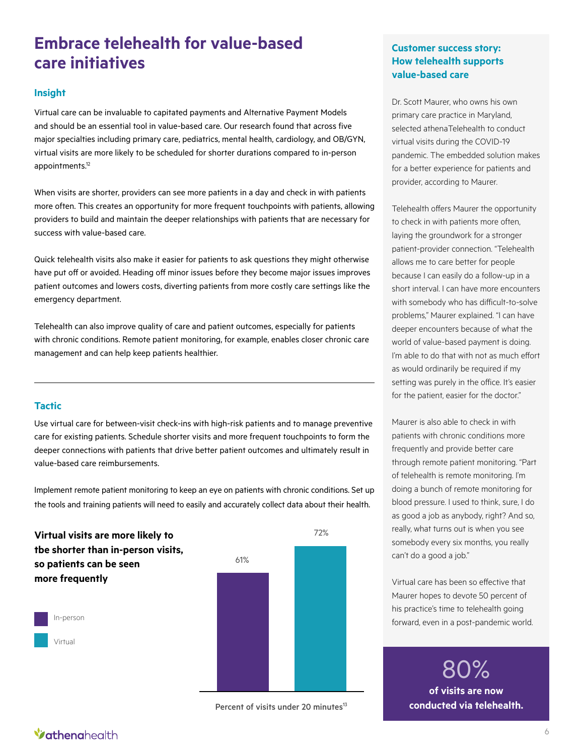# Embrace telehealth for value-based care initiatives

### Insight

Virtual care can be invaluable to capitated payments and Alternative Payment Models and should be an essential tool in value-based care. Our research found that across five major specialties including primary care, pediatrics, mental health, cardiology, and OB/GYN, virtual visits are more likely to be scheduled for shorter durations compared to in-person appointments.[12]

When visits are shorter, providers can see more patients in a day and check in with patients more often. This creates an opportunity for more frequent touchpoints with patients, allowing providers to build and maintain the deeper relationships with patients that are necessary for success with value-based care.

Quick telehealth visits also make it easier for patients to ask questions they might otherwise have put off or avoided. Heading off minor issues before they become major issues improves patient outcomes and lowers costs, diverting patients from more costly care settings like the emergency department.

Telehealth can also improve quality of care and patient outcomes, especially for patients with chronic conditions. Remote patient monitoring, for example, enables closer chronic care management and can help keep patients healthier.

---

### Tactic

Use virtual care for between-visit check-ins with high-risk patients and to manage preventive care for existing patients. Schedule shorter visits and more frequent touchpoints to form the deeper connections with patients that drive better patient outcomes and ultimately result in value-based care reimbursements.

Implement remote patient monitoring to keep an eye on patients with chronic conditions. Set up the tools and training patients will need to easily and accurately collect data about their health.

**Virtual visits are more likely to tbe shorter than in-person visits, so patients can be seen more frequently**

| | Percent of visits under 20 minutes[13] |
|---|---|
| In-person | 61% |
| Virtual | 72% |

Percent of visits under 20 minutes[13]

### Customer success story: How telehealth supports value-based care

Dr. Scott Maurer, who owns his own primary care practice in Maryland, selected athenaTelehealth to conduct virtual visits during the COVID-19 pandemic. The embedded solution makes for a better experience for patients and provider, according to Maurer.

Telehealth offers Maurer the opportunity to check in with patients more often, laying the groundwork for a stronger patient-provider connection. "Telehealth allows me to care better for people because I can easily do a follow-up in a short interval. I can have more encounters with somebody who has difficult-to-solve problems," Maurer explained. "I can have deeper encounters because of what the world of value-based payment is doing. I'm able to do that with not as much effort as would ordinarily be required if my setting was purely in the office. It's easier for the patient, easier for the doctor."

Maurer is also able to check in with patients with chronic conditions more frequently and provide better care through remote patient monitoring. "Part of telehealth is remote monitoring. I'm doing a bunch of remote monitoring for blood pressure. I used to think, sure, I do as good a job as anybody, right? And so, really, what turns out is when you see somebody every six months, you really can't do a good a job."

Virtual care has been so effective that Maurer hopes to devote 50 percent of his practice's time to telehealth going forward, even in a post-pandemic world.

**80%**
**of visits are now conducted via telehealth.**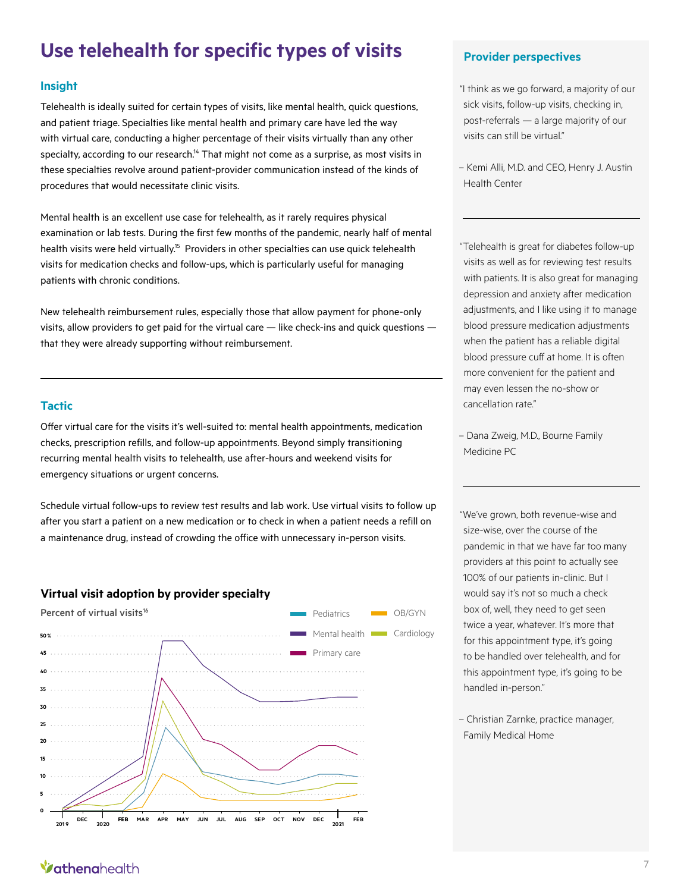# Use telehealth for specific types of visits

## Insight

Telehealth is ideally suited for certain types of visits, like mental health, quick questions, and patient triage. Specialties like mental health and primary care have led the way with virtual care, conducting a higher percentage of their visits virtually than any other specialty, according to our research.[14] That might not come as a surprise, as most visits in these specialties revolve around patient-provider communication instead of the kinds of procedures that would necessitate clinic visits.

Mental health is an excellent use case for telehealth, as it rarely requires physical examination or lab tests. During the first few months of the pandemic, nearly half of mental health visits were held virtually.[15] Providers in other specialties can use quick telehealth visits for medication checks and follow-ups, which is particularly useful for managing patients with chronic conditions.

New telehealth reimbursement rules, especially those that allow payment for phone-only visits, allow providers to get paid for the virtual care — like check-ins and quick questions — that they were already supporting without reimbursement.

## Tactic

Offer virtual care for the visits it's well-suited to: mental health appointments, medication checks, prescription refills, and follow-up appointments. Beyond simply transitioning recurring mental health visits to telehealth, use after-hours and weekend visits for emergency situations or urgent concerns.

Schedule virtual follow-ups to review test results and lab work. Use virtual visits to follow up after you start a patient on a new medication or to check in when a patient needs a refill on a maintenance drug, instead of crowding the office with unnecessary in-person visits.

### Virtual visit adoption by provider specialty

Percent of virtual visits[16]

Legend: Pediatrics, OB/GYN, Mental health, Cardiology, Primary care

Y-axis: 0, 5, 10, 15, 20, 25, 30, 35, 40, 45, 50%

X-axis: 2019, DEC, 2020, FEB, MAR, APR, MAY, JUN, JUL, AUG, SEP, OCT, NOV, DEC, 2021, FEB

## Provider perspectives

"I think as we go forward, a majority of our sick visits, follow-up visits, checking in, post-referrals — a large majority of our visits can still be virtual."

– Kemi Alli, M.D. and CEO, Henry J. Austin Health Center

"Telehealth is great for diabetes follow-up visits as well as for reviewing test results with patients. It is also great for managing depression and anxiety after medication adjustments, and I like using it to manage blood pressure medication adjustments when the patient has a reliable digital blood pressure cuff at home. It is often more convenient for the patient and may even lessen the no-show or cancellation rate."

– Dana Zweig, M.D., Bourne Family Medicine PC

"We've grown, both revenue-wise and size-wise, over the course of the pandemic in that we have far too many providers at this point to actually see 100% of our patients in-clinic. But I would say it's not so much a check box of, well, they need to get seen twice a year, whatever. It's more that for this appointment type, it's going to be handled over telehealth, and for this appointment type, it's going to be handled in-person."

– Christian Zarnke, practice manager, Family Medical Home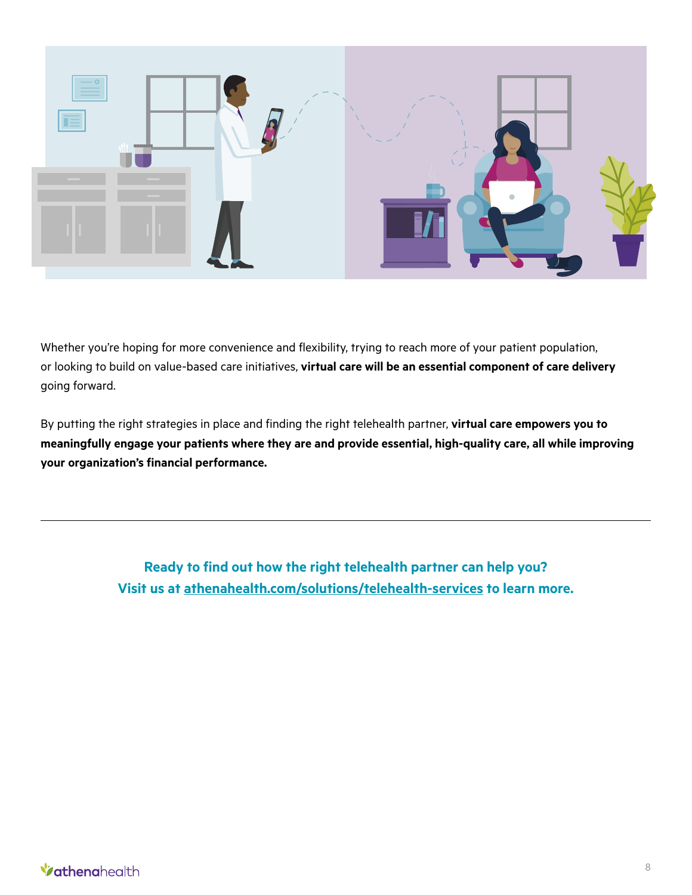Whether you're hoping for more convenience and flexibility, trying to reach more of your patient population, or looking to build on value-based care initiatives, **virtual care will be an essential component of care delivery** going forward.

By putting the right strategies in place and finding the right telehealth partner, **virtual care empowers you to meaningfully engage your patients where they are and provide essential, high-quality care, all while improving your organization's financial performance.**

---

**Ready to find out how the right telehealth partner can help you?**
**Visit us at athenahealth.com/solutions/telehealth-services to learn more.**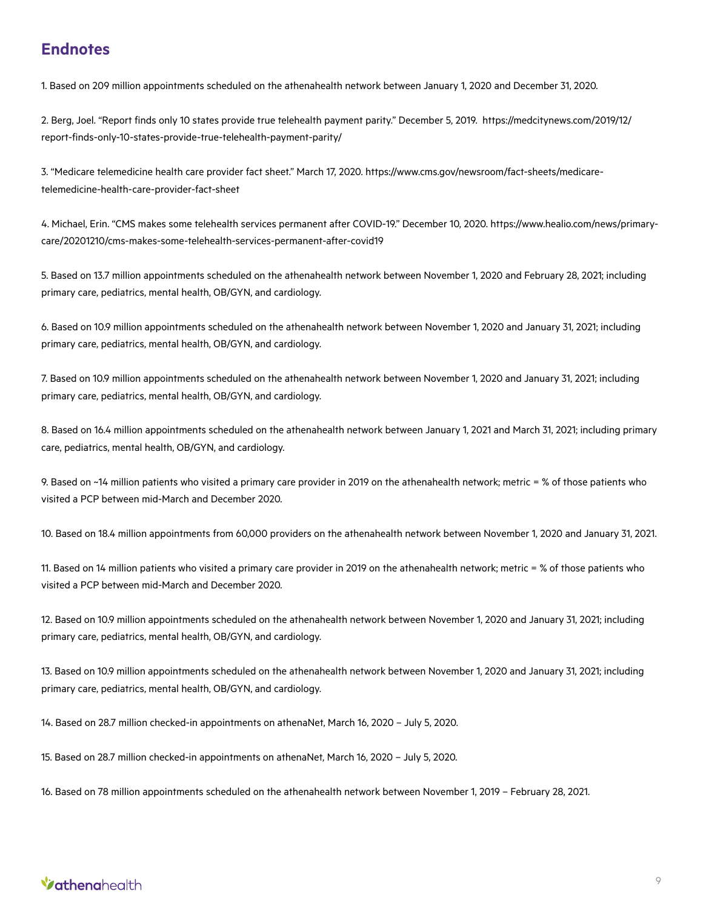## Endnotes

1. Based on 209 million appointments scheduled on the athenahealth network between January 1, 2020 and December 31, 2020.

2. Berg, Joel. "Report finds only 10 states provide true telehealth payment parity." December 5, 2019. https://medcitynews.com/2019/12/report-finds-only-10-states-provide-true-telehealth-payment-parity/

3. "Medicare telemedicine health care provider fact sheet." March 17, 2020. https://www.cms.gov/newsroom/fact-sheets/medicare-telemedicine-health-care-provider-fact-sheet

4. Michael, Erin. "CMS makes some telehealth services permanent after COVID-19." December 10, 2020. https://www.healio.com/news/primary-care/20201210/cms-makes-some-telehealth-services-permanent-after-covid19

5. Based on 13.7 million appointments scheduled on the athenahealth network between November 1, 2020 and February 28, 2021; including primary care, pediatrics, mental health, OB/GYN, and cardiology.

6. Based on 10.9 million appointments scheduled on the athenahealth network between November 1, 2020 and January 31, 2021; including primary care, pediatrics, mental health, OB/GYN, and cardiology.

7. Based on 10.9 million appointments scheduled on the athenahealth network between November 1, 2020 and January 31, 2021; including primary care, pediatrics, mental health, OB/GYN, and cardiology.

8. Based on 16.4 million appointments scheduled on the athenahealth network between January 1, 2021 and March 31, 2021; including primary care, pediatrics, mental health, OB/GYN, and cardiology.

9. Based on ~14 million patients who visited a primary care provider in 2019 on the athenahealth network; metric = % of those patients who visited a PCP between mid-March and December 2020.

10. Based on 18.4 million appointments from 60,000 providers on the athenahealth network between November 1, 2020 and January 31, 2021.

11. Based on 14 million patients who visited a primary care provider in 2019 on the athenahealth network; metric = % of those patients who visited a PCP between mid-March and December 2020.

12. Based on 10.9 million appointments scheduled on the athenahealth network between November 1, 2020 and January 31, 2021; including primary care, pediatrics, mental health, OB/GYN, and cardiology.

13. Based on 10.9 million appointments scheduled on the athenahealth network between November 1, 2020 and January 31, 2021; including primary care, pediatrics, mental health, OB/GYN, and cardiology.

14. Based on 28.7 million checked-in appointments on athenaNet, March 16, 2020 – July 5, 2020.

15. Based on 28.7 million checked-in appointments on athenaNet, March 16, 2020 – July 5, 2020.

16. Based on 78 million appointments scheduled on the athenahealth network between November 1, 2019 – February 28, 2021.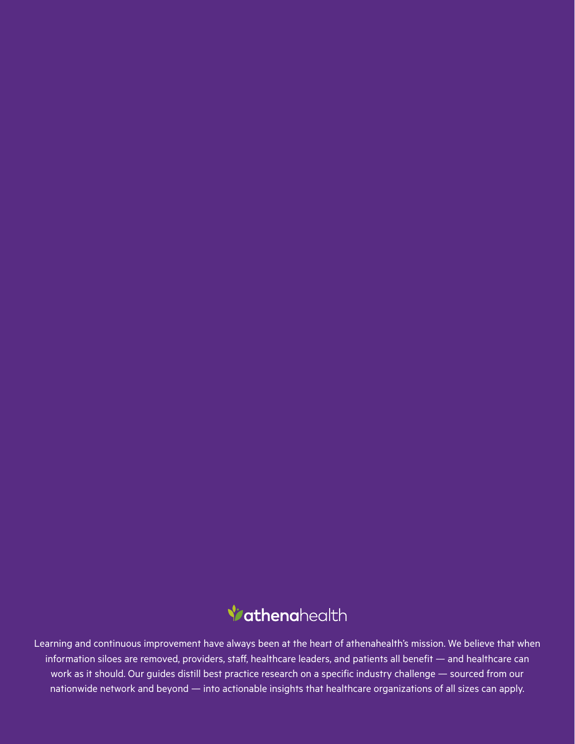athenahealth

Learning and continuous improvement have always been at the heart of athenahealth's mission. We believe that when information siloes are removed, providers, staff, healthcare leaders, and patients all benefit — and healthcare can work as it should. Our guides distill best practice research on a specific industry challenge — sourced from our nationwide network and beyond — into actionable insights that healthcare organizations of all sizes can apply.